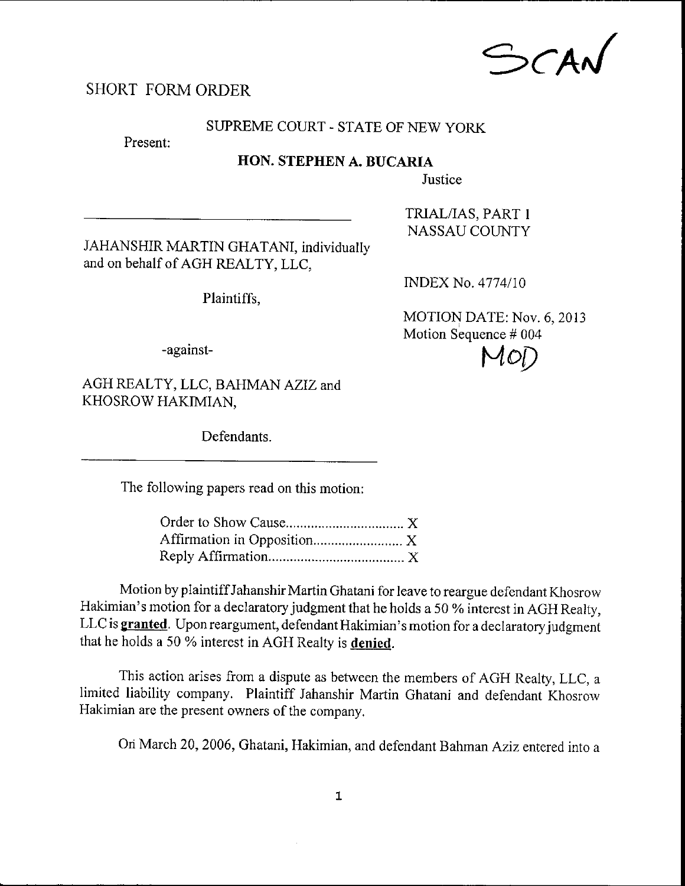SCAN

SHORT FORM ORDER

SUPREME COURT - STATE OF NEW YORK

Present:

**HON. STEPHEN A. BUCARIA**

Justice

TRIAL/IAS, PART 1
NASSAU COUNTY

JAHANSHIR MARTIN GHATANI, individually and on behalf of AGH REALTY, LLC,

Plaintiffs,

-against-

AGH REALTY, LLC, BAHMAN AZIZ and KHOSROW HAKIMIAN,

Defendants.

INDEX No. 4774/10

MOTION DATE: Nov. 6, 2013
Motion Sequence # 004

MOD

The following papers read on this motion:

Order to Show Cause................................ X
Affirmation in Opposition......................... X
Reply Affirmation...................................... X

Motion by plaintiff Jahanshir Martin Ghatani for leave to reargue defendant Khosrow Hakimian's motion for a declaratory judgment that he holds a 50 % interest in AGH Realty, LLC is **granted**. Upon reargument, defendant Hakimian's motion for a declaratory judgment that he holds a 50 % interest in AGH Realty is **denied**.

This action arises from a dispute as between the members of AGH Realty, LLC, a limited liability company. Plaintiff Jahanshir Martin Ghatani and defendant Khosrow Hakimian are the present owners of the company.

On March 20, 2006, Ghatani, Hakimian, and defendant Bahman Aziz entered into a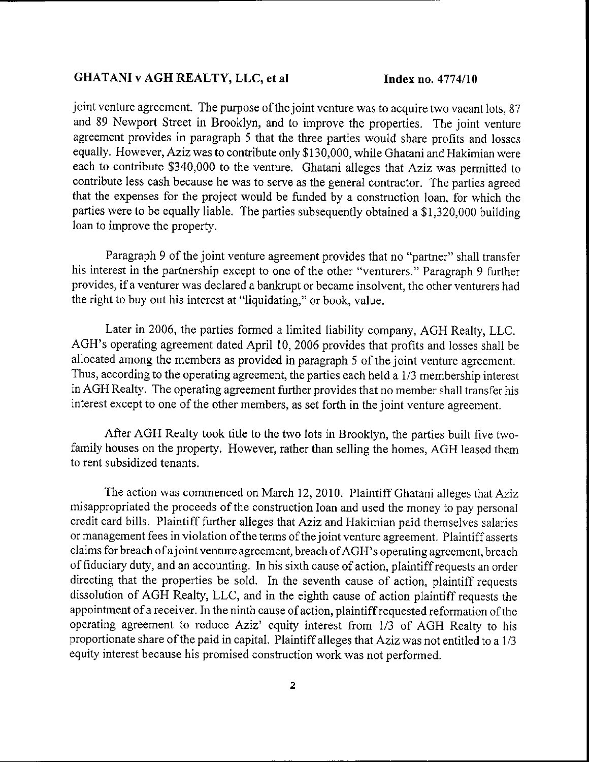joint venture agreement. The purpose of the joint venture was to acquire two vacant lots, 87 and 89 Newport Street in Brooklyn, and to improve the properties. The joint venture agreement provides in paragraph 5 that the three parties would share profits and losses equally. However, Aziz was to contribute only $130,000, while Ghatani and Hakimian were each to contribute $340,000 to the venture. Ghatani alleges that Aziz was permitted to contribute less cash because he was to serve as the general contractor. The parties agreed that the expenses for the project would be funded by a construction loan, for which the parties were to be equally liable. The parties subsequently obtained a $1,320,000 building loan to improve the property.

Paragraph 9 of the joint venture agreement provides that no "partner" shall transfer his interest in the partnership except to one of the other "venturers." Paragraph 9 further provides, if a venturer was declared a bankrupt or became insolvent, the other venturers had the right to buy out his interest at "liquidating," or book, value.

Later in 2006, the parties formed a limited liability company, AGH Realty, LLC. AGH's operating agreement dated April 10, 2006 provides that profits and losses shall be allocated among the members as provided in paragraph 5 of the joint venture agreement. Thus, according to the operating agreement, the parties each held a 1/3 membership interest in AGH Realty. The operating agreement further provides that no member shall transfer his interest except to one of the other members, as set forth in the joint venture agreement.

After AGH Realty took title to the two lots in Brooklyn, the parties built five two-family houses on the property. However, rather than selling the homes, AGH leased them to rent subsidized tenants.

The action was commenced on March 12, 2010. Plaintiff Ghatani alleges that Aziz misappropriated the proceeds of the construction loan and used the money to pay personal credit card bills. Plaintiff further alleges that Aziz and Hakimian paid themselves salaries or management fees in violation of the terms of the joint venture agreement. Plaintiff asserts claims for breach of a joint venture agreement, breach of AGH's operating agreement, breach of fiduciary duty, and an accounting. In his sixth cause of action, plaintiff requests an order directing that the properties be sold. In the seventh cause of action, plaintiff requests dissolution of AGH Realty, LLC, and in the eighth cause of action plaintiff requests the appointment of a receiver. In the ninth cause of action, plaintiff requested reformation of the operating agreement to reduce Aziz' equity interest from 1/3 of AGH Realty to his proportionate share of the paid in capital. Plaintiff alleges that Aziz was not entitled to a 1/3 equity interest because his promised construction work was not performed.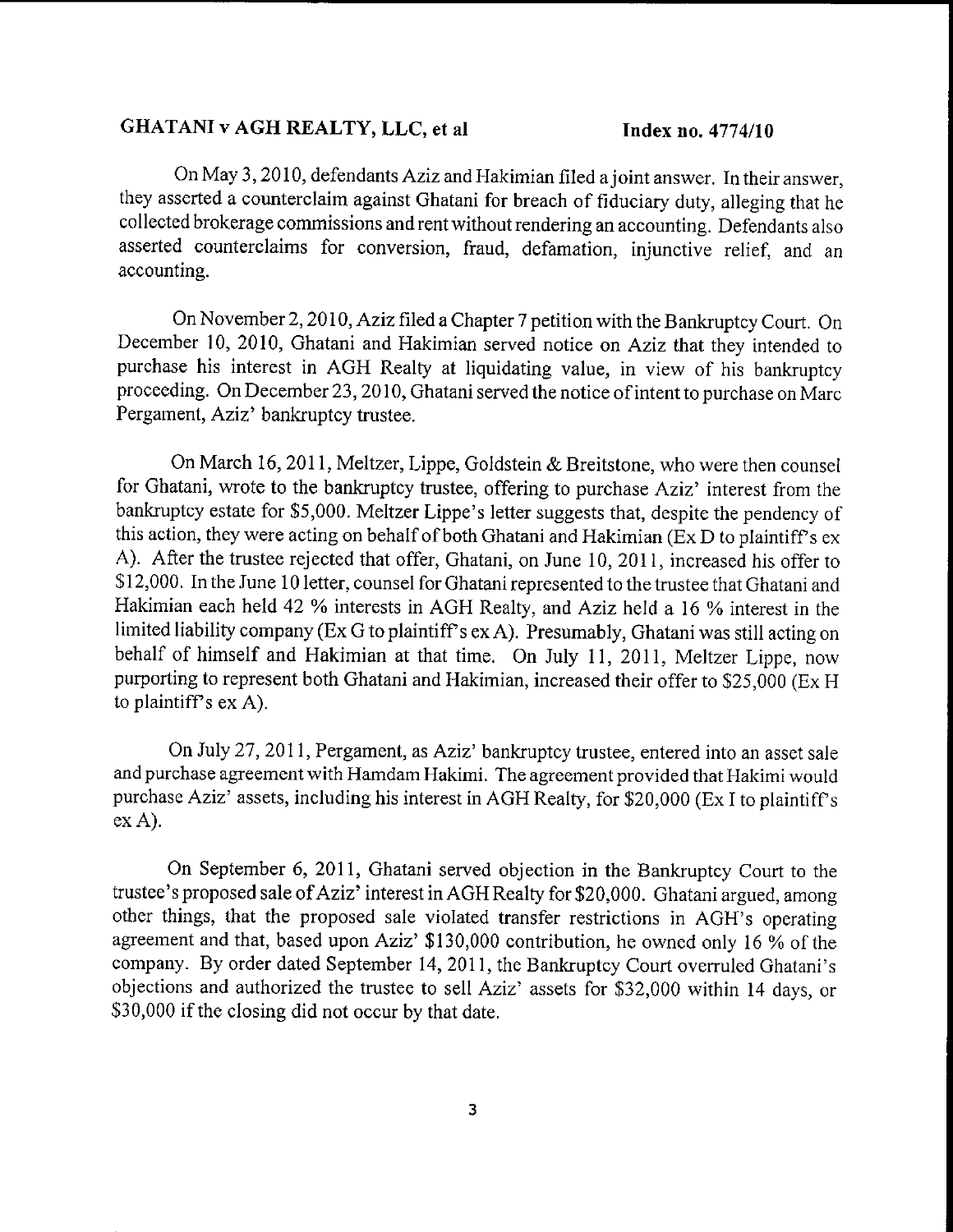On May 3, 2010, defendants Aziz and Hakimian filed a joint answer. In their answer, they asserted a counterclaim against Ghatani for breach of fiduciary duty, alleging that he collected brokerage commissions and rent without rendering an accounting. Defendants also asserted counterclaims for conversion, fraud, defamation, injunctive relief, and an accounting.

On November 2, 2010, Aziz filed a Chapter 7 petition with the Bankruptcy Court. On December 10, 2010, Ghatani and Hakimian served notice on Aziz that they intended to purchase his interest in AGH Realty at liquidating value, in view of his bankruptcy proceeding. On December 23, 2010, Ghatani served the notice of intent to purchase on Marc Pergament, Aziz' bankruptcy trustee.

On March 16, 2011, Meltzer, Lippe, Goldstein & Breitstone, who were then counsel for Ghatani, wrote to the bankruptcy trustee, offering to purchase Aziz' interest from the bankruptcy estate for $5,000. Meltzer Lippe's letter suggests that, despite the pendency of this action, they were acting on behalf of both Ghatani and Hakimian (Ex D to plaintiff's ex A). After the trustee rejected that offer, Ghatani, on June 10, 2011, increased his offer to $12,000. In the June 10 letter, counsel for Ghatani represented to the trustee that Ghatani and Hakimian each held 42 % interests in AGH Realty, and Aziz held a 16 % interest in the limited liability company (Ex G to plaintiff's ex A). Presumably, Ghatani was still acting on behalf of himself and Hakimian at that time. On July 11, 2011, Meltzer Lippe, now purporting to represent both Ghatani and Hakimian, increased their offer to $25,000 (Ex H to plaintiff's ex A).

On July 27, 2011, Pergament, as Aziz' bankruptcy trustee, entered into an asset sale and purchase agreement with Hamdam Hakimi. The agreement provided that Hakimi would purchase Aziz' assets, including his interest in AGH Realty, for $20,000 (Ex I to plaintiff's ex A).

On September 6, 2011, Ghatani served objection in the Bankruptcy Court to the trustee's proposed sale of Aziz' interest in AGH Realty for $20,000. Ghatani argued, among other things, that the proposed sale violated transfer restrictions in AGH's operating agreement and that, based upon Aziz' $130,000 contribution, he owned only 16 % of the company. By order dated September 14, 2011, the Bankruptcy Court overruled Ghatani's objections and authorized the trustee to sell Aziz' assets for $32,000 within 14 days, or $30,000 if the closing did not occur by that date.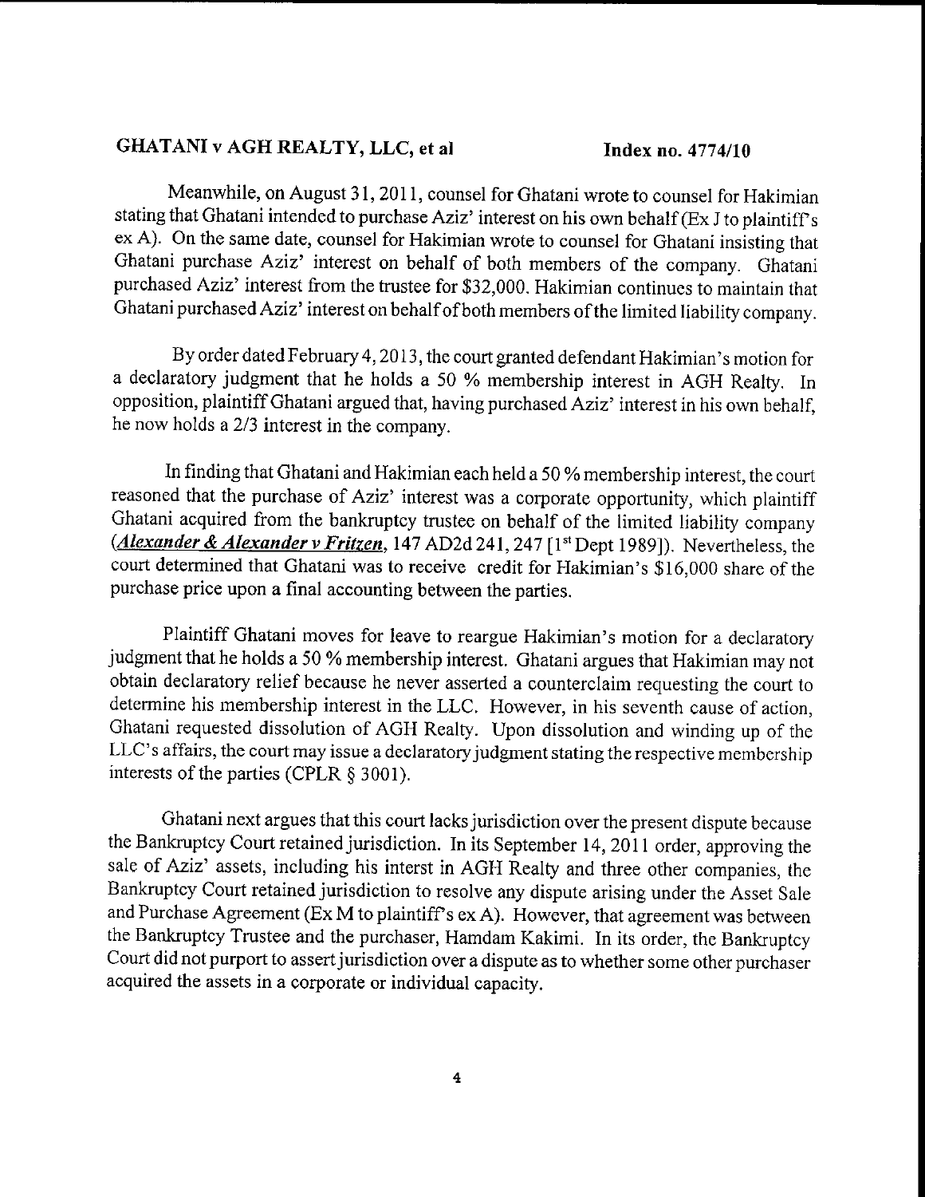Meanwhile, on August 31, 2011, counsel for Ghatani wrote to counsel for Hakimian stating that Ghatani intended to purchase Aziz' interest on his own behalf (Ex J to plaintiff's ex A). On the same date, counsel for Hakimian wrote to counsel for Ghatani insisting that Ghatani purchase Aziz' interest on behalf of both members of the company. Ghatani purchased Aziz' interest from the trustee for $32,000. Hakimian continues to maintain that Ghatani purchased Aziz' interest on behalf of both members of the limited liability company.

By order dated February 4, 2013, the court granted defendant Hakimian's motion for a declaratory judgment that he holds a 50 % membership interest in AGH Realty. In opposition, plaintiff Ghatani argued that, having purchased Aziz' interest in his own behalf, he now holds a 2/3 interest in the company.

In finding that Ghatani and Hakimian each held a 50 % membership interest, the court reasoned that the purchase of Aziz' interest was a corporate opportunity, which plaintiff Ghatani acquired from the bankruptcy trustee on behalf of the limited liability company (***Alexander & Alexander v Fritzen***, 147 AD2d 241, 247 [1st Dept 1989]). Nevertheless, the court determined that Ghatani was to receive credit for Hakimian's $16,000 share of the purchase price upon a final accounting between the parties.

Plaintiff Ghatani moves for leave to reargue Hakimian's motion for a declaratory judgment that he holds a 50 % membership interest. Ghatani argues that Hakimian may not obtain declaratory relief because he never asserted a counterclaim requesting the court to determine his membership interest in the LLC. However, in his seventh cause of action, Ghatani requested dissolution of AGH Realty. Upon dissolution and winding up of the LLC's affairs, the court may issue a declaratory judgment stating the respective membership interests of the parties (CPLR § 3001).

Ghatani next argues that this court lacks jurisdiction over the present dispute because the Bankruptcy Court retained jurisdiction. In its September 14, 2011 order, approving the sale of Aziz' assets, including his interst in AGH Realty and three other companies, the Bankruptcy Court retained jurisdiction to resolve any dispute arising under the Asset Sale and Purchase Agreement (Ex M to plaintiff's ex A). However, that agreement was between the Bankruptcy Trustee and the purchaser, Hamdam Kakimi. In its order, the Bankruptcy Court did not purport to assert jurisdiction over a dispute as to whether some other purchaser acquired the assets in a corporate or individual capacity.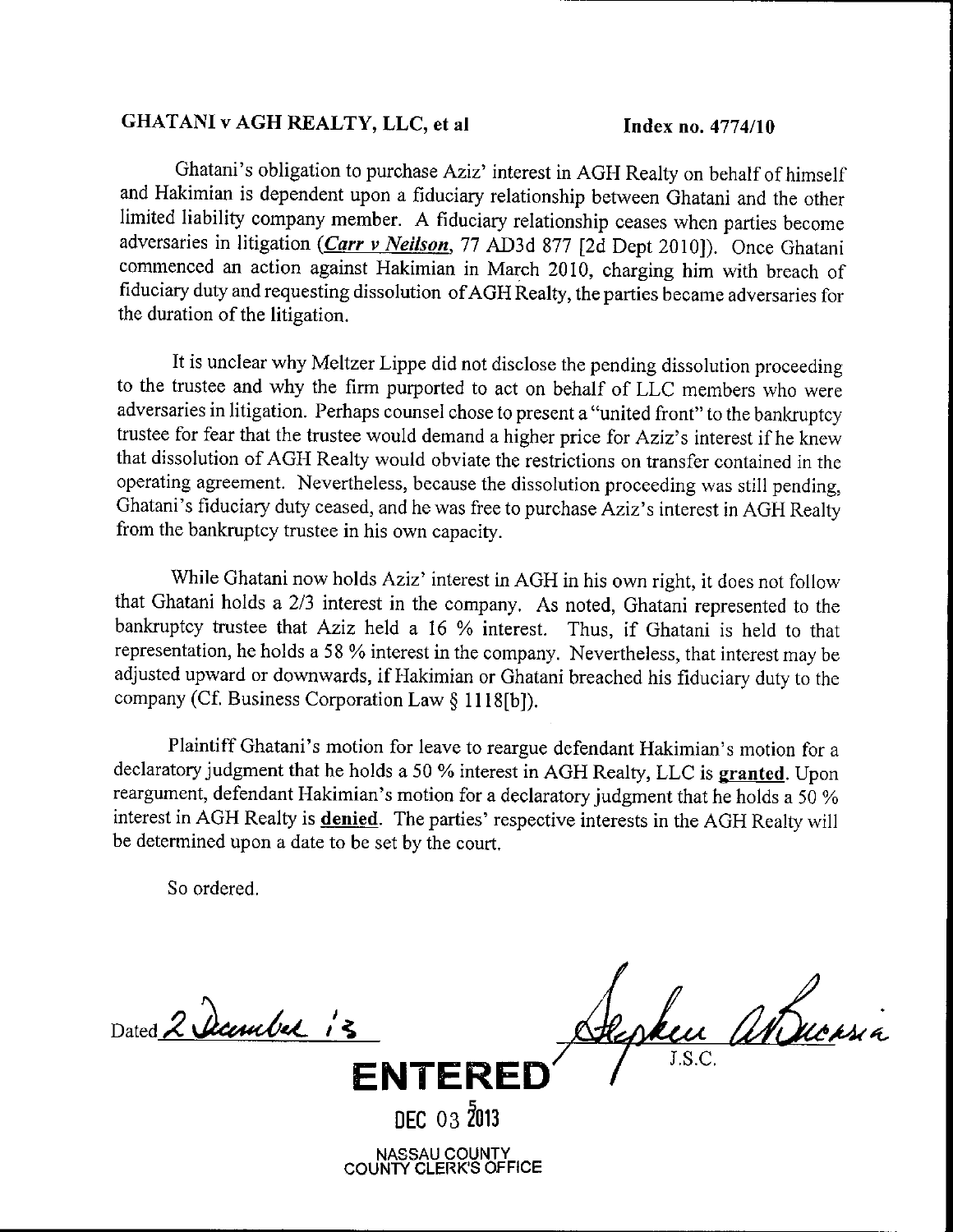**GHATANI v AGH REALTY, LLC, et al** **Index no. 4774/10**

Ghatani's obligation to purchase Aziz' interest in AGH Realty on behalf of himself and Hakimian is dependent upon a fiduciary relationship between Ghatani and the other limited liability company member. A fiduciary relationship ceases when parties become adversaries in litigation (***Carr v Neilson***, 77 AD3d 877 [2d Dept 2010]). Once Ghatani commenced an action against Hakimian in March 2010, charging him with breach of fiduciary duty and requesting dissolution of AGH Realty, the parties became adversaries for the duration of the litigation.

It is unclear why Meltzer Lippe did not disclose the pending dissolution proceeding to the trustee and why the firm purported to act on behalf of LLC members who were adversaries in litigation. Perhaps counsel chose to present a "united front" to the bankruptcy trustee for fear that the trustee would demand a higher price for Aziz's interest if he knew that dissolution of AGH Realty would obviate the restrictions on transfer contained in the operating agreement. Nevertheless, because the dissolution proceeding was still pending, Ghatani's fiduciary duty ceased, and he was free to purchase Aziz's interest in AGH Realty from the bankruptcy trustee in his own capacity.

While Ghatani now holds Aziz' interest in AGH in his own right, it does not follow that Ghatani holds a 2/3 interest in the company. As noted, Ghatani represented to the bankruptcy trustee that Aziz held a 16 % interest. Thus, if Ghatani is held to that representation, he holds a 58 % interest in the company. Nevertheless, that interest may be adjusted upward or downwards, if Hakimian or Ghatani breached his fiduciary duty to the company (Cf. Business Corporation Law § 1118[b]).

Plaintiff Ghatani's motion for leave to reargue defendant Hakimian's motion for a declaratory judgment that he holds a 50 % interest in AGH Realty, LLC is **granted**. Upon reargument, defendant Hakimian's motion for a declaratory judgment that he holds a 50 % interest in AGH Realty is **denied**. The parties' respective interests in the AGH Realty will be determined upon a date to be set by the court.

So ordered.

Dated 2 December 13

Stephen A. Bucaria
J.S.C.

**ENTERED**

DEC 03 2013

NASSAU COUNTY
COUNTY CLERK'S OFFICE